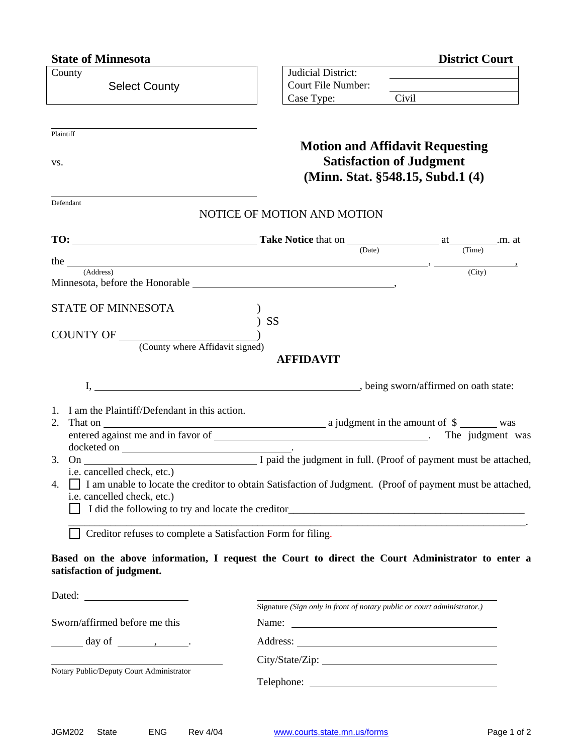**State of Minnesota** | **District Court**

| County | |
|---|---|
| Select County | |

| | |
|---|---|
| Judicial District: | |
| Court File Number: | |
| Case Type: | Civil |

______________________________
Plaintiff

vs.

______________________________
Defendant

# Motion and Affidavit Requesting Satisfaction of Judgment (Minn. Stat. §548.15, Subd.1 (4))

## NOTICE OF MOTION AND MOTION

**TO:** ______________________________ **Take Notice** that on ______________ (Date) at ________ (Time) .m. at the ______________________________ (Address), ______________ (City), Minnesota, before the Honorable ______________________________,

STATE OF MINNESOTA )
) SS
COUNTY OF ______________ )
(County where Affidavit signed)

## AFFIDAVIT

I, ______________________________, being sworn/affirmed on oath state:

1. I am the Plaintiff/Defendant in this action.
2. That on ______________________ a judgment in the amount of $ _______ was entered against me and in favor of ______________________________. The judgment was docketed on ______________________.
3. On ______________________ I paid the judgment in full. (Proof of payment must be attached, i.e. cancelled check, etc.)
4. ☐ I am unable to locate the creditor to obtain Satisfaction of Judgment. (Proof of payment must be attached, i.e. cancelled check, etc.)

   ☐ I did the following to try and locate the creditor______________________________
   ______________________________________________________________.

   ☐ Creditor refuses to complete a Satisfaction Form for filing.

**Based on the above information, I request the Court to direct the Court Administrator to enter a satisfaction of judgment.**

Dated: ______________

______________________________
Signature *(Sign only in front of notary public or court administrator.)*

Name: ______________________________

Address: ______________________________

City/State/Zip: ______________________________

Telephone: ______________________________

Sworn/affirmed before me this

______ day of ________, ______.

______________________________
Notary Public/Deputy Court Administrator

JGM202 State ENG Rev 4/04 www.courts.state.mn.us/forms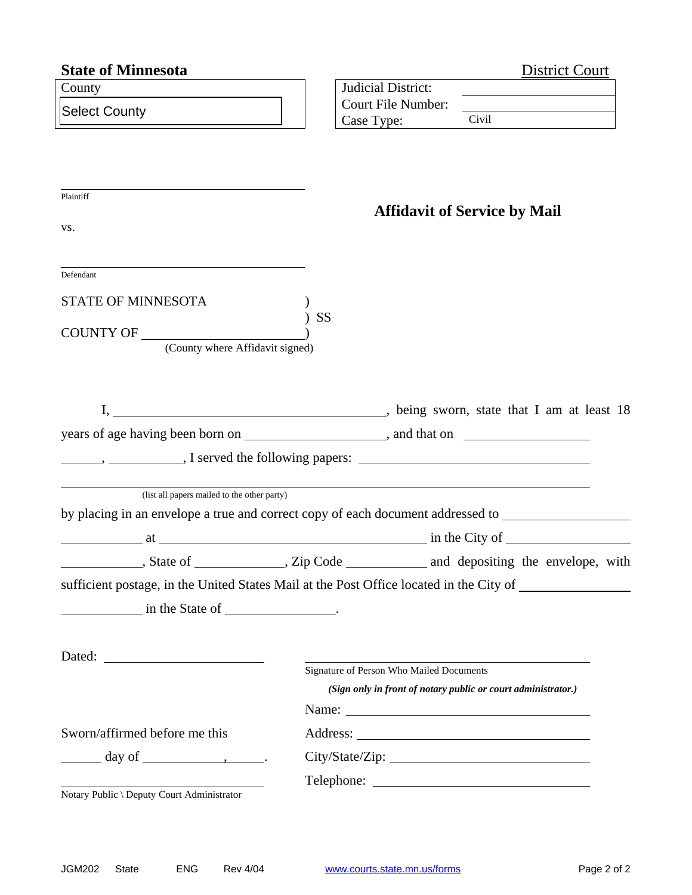**State of Minnesota** District Court

| | |
|---|---|
| County | Judicial District: |
| Select County | Court File Number: |
| | Case Type: Civil |

_______________________________
Plaintiff

vs.

_______________________________
Defendant

## Affidavit of Service by Mail

STATE OF MINNESOTA )
) SS
COUNTY OF ____________________ )
(County where Affidavit signed)

I, ________________________________, being sworn, state that I am at least 18 years of age having been born on __________________, and that on ______________ ______, __________, I served the following papers: ______________________________

______________________________________________________________
(list all papers mailed to the other party)

by placing in an envelope a true and correct copy of each document addressed to ________________ __________ at ______________________________ in the City of ________________ __________, State of ____________, Zip Code __________ and depositing the envelope, with sufficient postage, in the United States Mail at the Post Office located in the City of ______________ __________ in the State of ______________.

Dated: ____________________

______________________________
Signature of Person Who Mailed Documents

***(Sign only in front of notary public or court administrator.)***

Name: ______________________________

Sworn/affirmed before me this

Address: ______________________________

______ day of ____________, ______.

City/State/Zip: ______________________________

Telephone: ______________________________

______________________________
Notary Public \ Deputy Court Administrator

JGM202 State ENG Rev 4/04 www.courts.state.mn.us/forms